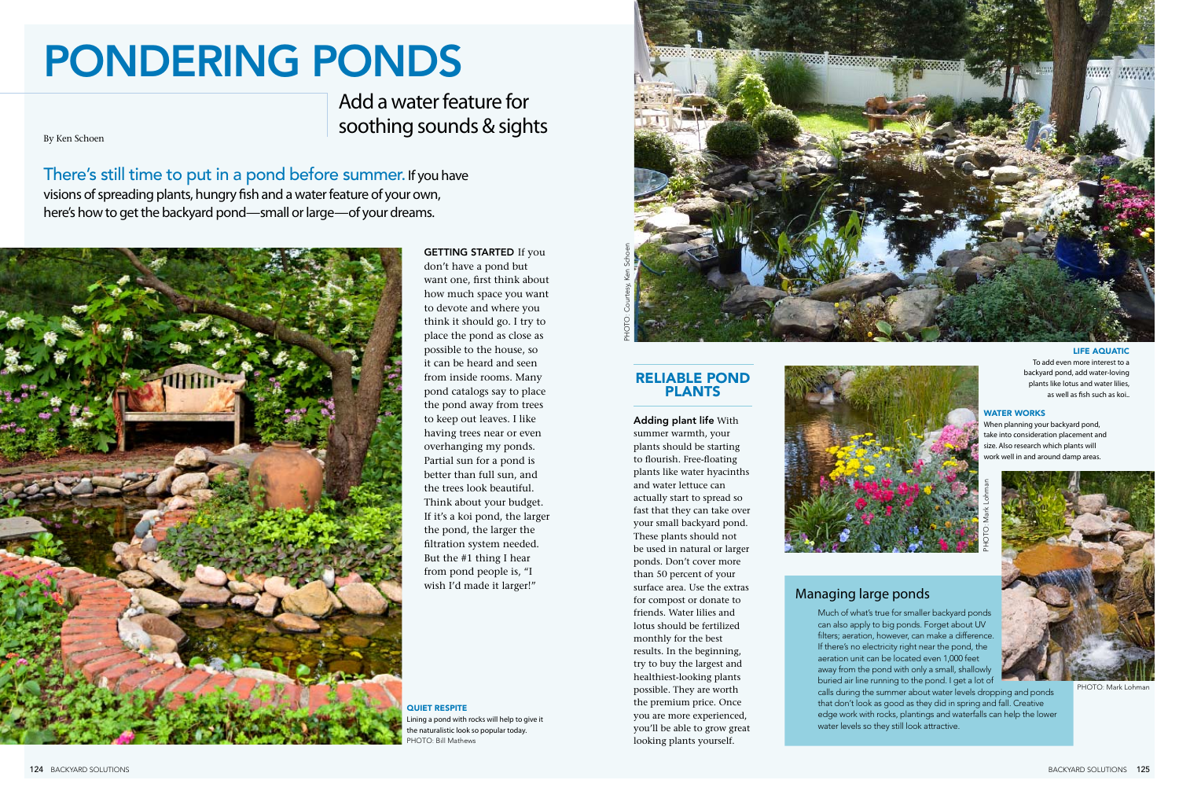# PONDERING PONDS

## Add a water feature for soothing sounds & sights

By Ken Schoen

There's still time to put in a pond before summer. If you have visions of spreading plants, hungry fish and a water feature of your own, here's how to get the backyard pond—small or large—of your dreams.

**GETTING STARTED** If you don't have a pond but want one, first think about how much space you want to devote and where you think it should go. I try to place the pond as close as possible to the house, so it can be heard and seen from inside rooms. Many pond catalogs say to place the pond away from trees to keep out leaves. I like having trees near or even overhanging my ponds. Partial sun for a pond is better than full sun, and the trees look beautiful. Think about your budget. If it's a koi pond, the larger the pond, the larger the filtration system needed. But the #1 thing I hear from pond people is, "I wish I'd made it larger!"

**QUIET RESPITE**
Lining a pond with rocks will help to give it the naturalistic look so popular today.
PHOTO: Bill Mathews

PHOTO: Courtesy, Ken Schoen

## RELIABLE POND PLANTS

**Adding plant life** With summer warmth, your plants should be starting to flourish. Free-floating plants like water hyacinths and water lettuce can actually start to spread so fast that they can take over your small backyard pond. These plants should not be used in natural or larger ponds. Don't cover more than 50 percent of your surface area. Use the extras for compost or donate to friends. Water lilies and lotus should be fertilized monthly for the best results. In the beginning, try to buy the largest and healthiest-looking plants possible. They are worth the premium price. Once you are more experienced, you'll be able to grow great looking plants yourself.

**LIFE AQUATIC**
To add even more interest to a backyard pond, add water-loving plants like lotus and water lilies, as well as fish such as koi..

**WATER WORKS**
When planning your backyard pond, take into consideration placement and size. Also research which plants will work well in and around damp areas.

PHOTO: Mark Lohman

PHOTO: Mark Lohman

## Managing large ponds

Much of what's true for smaller backyard ponds can also apply to big ponds. Forget about UV filters; aeration, however, can make a difference. If there's no electricity right near the pond, the aeration unit can be located even 1,000 feet away from the pond with only a small, shallowly buried air line running to the pond. I get a lot of calls during the summer about water levels dropping and ponds that don't look as good as they did in spring and fall. Creative edge work with rocks, plantings and waterfalls can help the lower water levels so they still look attractive.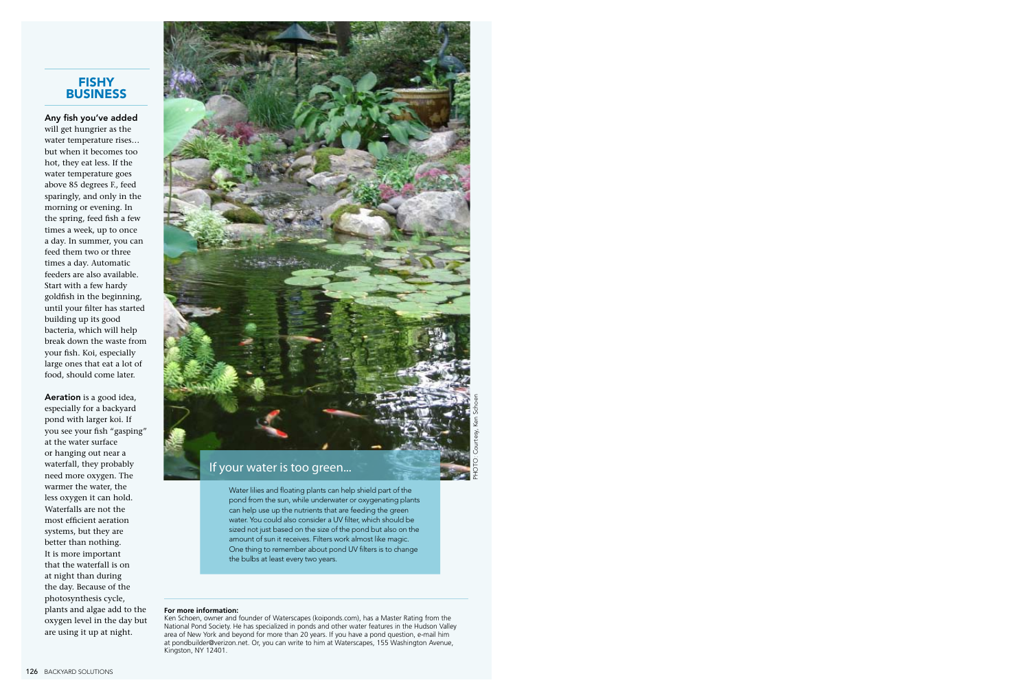## FISHY BUSINESS

**Any fish you've added** will get hungrier as the water temperature rises… but when it becomes too hot, they eat less. If the water temperature goes above 85 degrees F., feed sparingly, and only in the morning or evening. In the spring, feed fish a few times a week, up to once a day. In summer, you can feed them two or three times a day. Automatic feeders are also available. Start with a few hardy goldfish in the beginning, until your filter has started building up its good bacteria, which will help break down the waste from your fish. Koi, especially large ones that eat a lot of food, should come later.

**Aeration** is a good idea, especially for a backyard pond with larger koi. If you see your fish "gasping" at the water surface or hanging out near a waterfall, they probably need more oxygen. The warmer the water, the less oxygen it can hold. Waterfalls are not the most efficient aeration systems, but they are better than nothing. It is more important that the waterfall is on at night than during the day. Because of the photosynthesis cycle, plants and algae add to the oxygen level in the day but are using it up at night.

PHOTO: Courtesy, Ken Schoen

## If your water is too green...

Water lilies and floating plants can help shield part of the pond from the sun, while underwater or oxygenating plants can help use up the nutrients that are feeding the green water. You could also consider a UV filter, which should be sized not just based on the size of the pond but also on the amount of sun it receives. Filters work almost like magic. One thing to remember about pond UV filters is to change the bulbs at least every two years.

**For more information:**
Ken Schoen, owner and founder of Waterscapes (koiponds.com), has a Master Rating from the National Pond Society. He has specialized in ponds and other water features in the Hudson Valley area of New York and beyond for more than 20 years. If you have a pond question, e-mail him at pondbuilder@verizon.net. Or, you can write to him at Waterscapes, 155 Washington Avenue, Kingston, NY 12401.